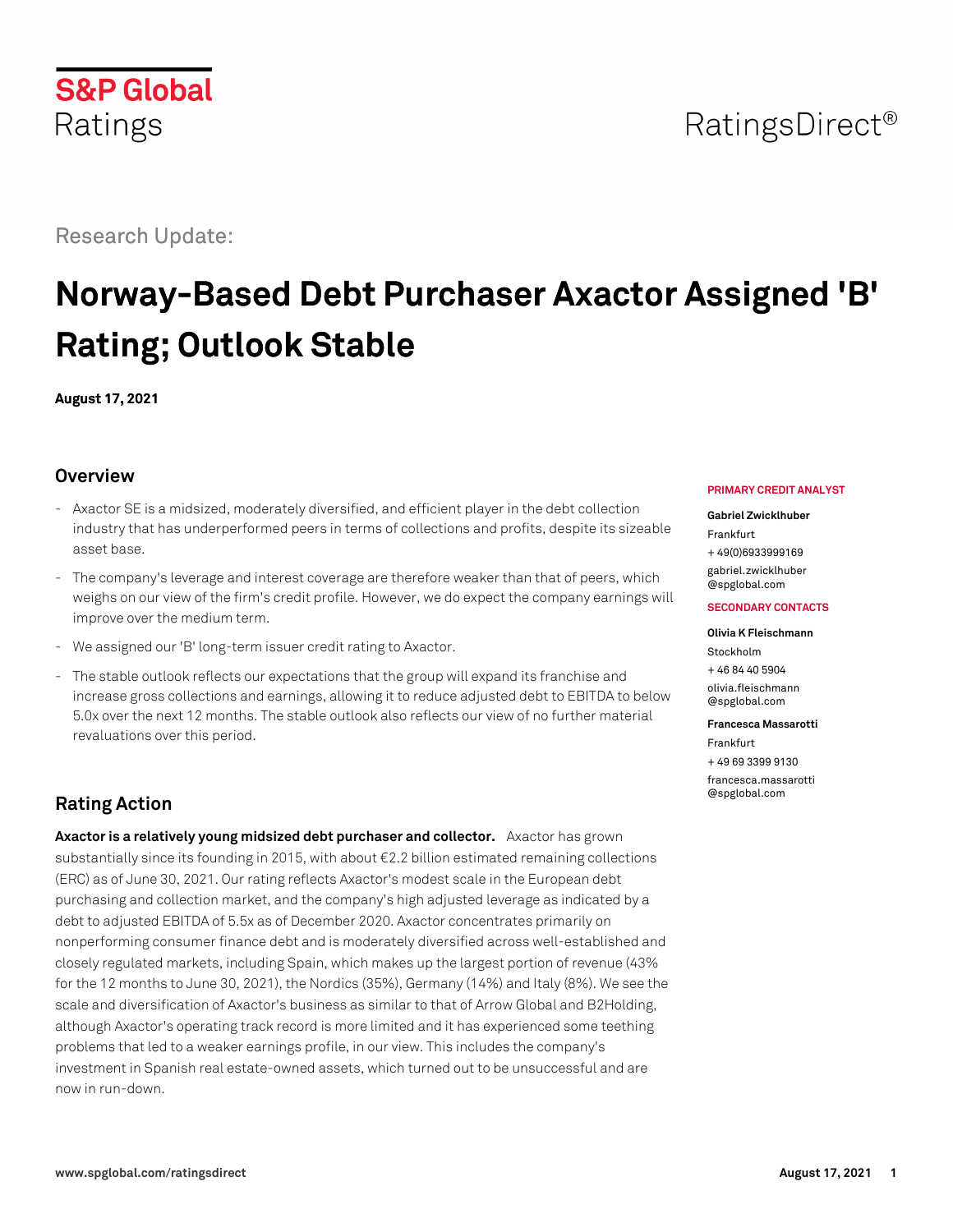S&P Global Ratings

RatingsDirect®

Research Update:

# Norway-Based Debt Purchaser Axactor Assigned 'B' Rating; Outlook Stable

**August 17, 2021**

## Overview

- Axactor SE is a midsized, moderately diversified, and efficient player in the debt collection industry that has underperformed peers in terms of collections and profits, despite its sizeable asset base.
- The company's leverage and interest coverage are therefore weaker than that of peers, which weighs on our view of the firm's credit profile. However, we do expect the company earnings will improve over the medium term.
- We assigned our 'B' long-term issuer credit rating to Axactor.
- The stable outlook reflects our expectations that the group will expand its franchise and increase gross collections and earnings, allowing it to reduce adjusted debt to EBITDA to below 5.0x over the next 12 months. The stable outlook also reflects our view of no further material revaluations over this period.

**PRIMARY CREDIT ANALYST**

**Gabriel Zwicklhuber**
Frankfurt
+ 49(0)6933999169
gabriel.zwicklhuber@spglobal.com

**SECONDARY CONTACTS**

**Olivia K Fleischmann**
Stockholm
+ 46 84 40 5904
olivia.fleischmann@spglobal.com

**Francesca Massarotti**
Frankfurt
+ 49 69 3399 9130
francesca.massarotti@spglobal.com

## Rating Action

**Axactor is a relatively young midsized debt purchaser and collector.** Axactor has grown substantially since its founding in 2015, with about €2.2 billion estimated remaining collections (ERC) as of June 30, 2021. Our rating reflects Axactor's modest scale in the European debt purchasing and collection market, and the company's high adjusted leverage as indicated by a debt to adjusted EBITDA of 5.5x as of December 2020. Axactor concentrates primarily on nonperforming consumer finance debt and is moderately diversified across well-established and closely regulated markets, including Spain, which makes up the largest portion of revenue (43% for the 12 months to June 30, 2021), the Nordics (35%), Germany (14%) and Italy (8%). We see the scale and diversification of Axactor's business as similar to that of Arrow Global and B2Holding, although Axactor's operating track record is more limited and it has experienced some teething problems that led to a weaker earnings profile, in our view. This includes the company's investment in Spanish real estate-owned assets, which turned out to be unsuccessful and are now in run-down.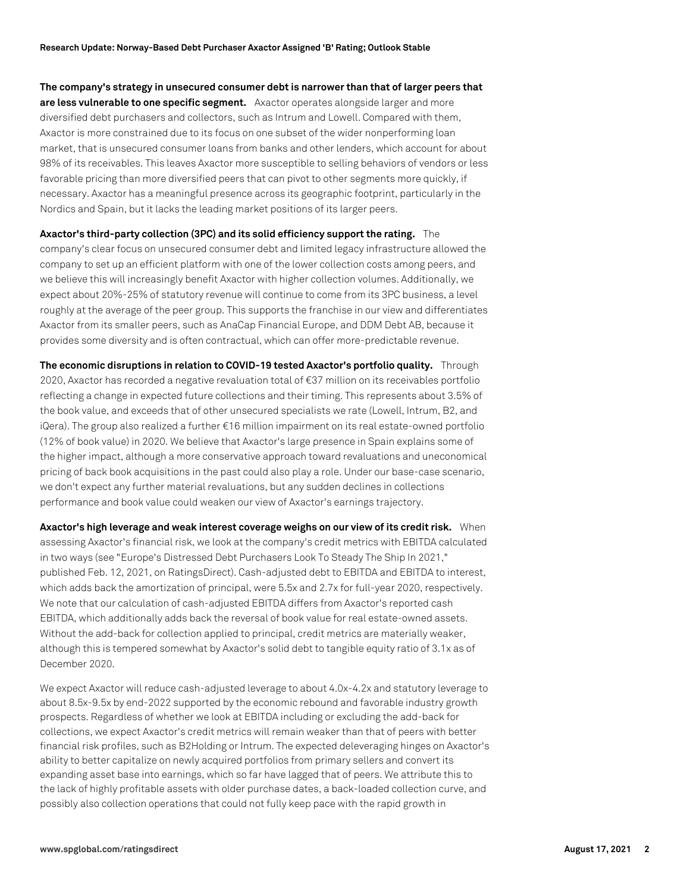**The company's strategy in unsecured consumer debt is narrower than that of larger peers that are less vulnerable to one specific segment.** Axactor operates alongside larger and more diversified debt purchasers and collectors, such as Intrum and Lowell. Compared with them, Axactor is more constrained due to its focus on one subset of the wider nonperforming loan market, that is unsecured consumer loans from banks and other lenders, which account for about 98% of its receivables. This leaves Axactor more susceptible to selling behaviors of vendors or less favorable pricing than more diversified peers that can pivot to other segments more quickly, if necessary. Axactor has a meaningful presence across its geographic footprint, particularly in the Nordics and Spain, but it lacks the leading market positions of its larger peers.

**Axactor's third-party collection (3PC) and its solid efficiency support the rating.** The company's clear focus on unsecured consumer debt and limited legacy infrastructure allowed the company to set up an efficient platform with one of the lower collection costs among peers, and we believe this will increasingly benefit Axactor with higher collection volumes. Additionally, we expect about 20%-25% of statutory revenue will continue to come from its 3PC business, a level roughly at the average of the peer group. This supports the franchise in our view and differentiates Axactor from its smaller peers, such as AnaCap Financial Europe, and DDM Debt AB, because it provides some diversity and is often contractual, which can offer more-predictable revenue.

**The economic disruptions in relation to COVID-19 tested Axactor's portfolio quality.** Through 2020, Axactor has recorded a negative revaluation total of €37 million on its receivables portfolio reflecting a change in expected future collections and their timing. This represents about 3.5% of the book value, and exceeds that of other unsecured specialists we rate (Lowell, Intrum, B2, and iQera). The group also realized a further €16 million impairment on its real estate-owned portfolio (12% of book value) in 2020. We believe that Axactor's large presence in Spain explains some of the higher impact, although a more conservative approach toward revaluations and uneconomical pricing of back book acquisitions in the past could also play a role. Under our base-case scenario, we don't expect any further material revaluations, but any sudden declines in collections performance and book value could weaken our view of Axactor's earnings trajectory.

**Axactor's high leverage and weak interest coverage weighs on our view of its credit risk.** When assessing Axactor's financial risk, we look at the company's credit metrics with EBITDA calculated in two ways (see "Europe's Distressed Debt Purchasers Look To Steady The Ship In 2021," published Feb. 12, 2021, on RatingsDirect). Cash-adjusted debt to EBITDA and EBITDA to interest, which adds back the amortization of principal, were 5.5x and 2.7x for full-year 2020, respectively. We note that our calculation of cash-adjusted EBITDA differs from Axactor's reported cash EBITDA, which additionally adds back the reversal of book value for real estate-owned assets. Without the add-back for collection applied to principal, credit metrics are materially weaker, although this is tempered somewhat by Axactor's solid debt to tangible equity ratio of 3.1x as of December 2020.

We expect Axactor will reduce cash-adjusted leverage to about 4.0x-4.2x and statutory leverage to about 8.5x-9.5x by end-2022 supported by the economic rebound and favorable industry growth prospects. Regardless of whether we look at EBITDA including or excluding the add-back for collections, we expect Axactor's credit metrics will remain weaker than that of peers with better financial risk profiles, such as B2Holding or Intrum. The expected deleveraging hinges on Axactor's ability to better capitalize on newly acquired portfolios from primary sellers and convert its expanding asset base into earnings, which so far have lagged that of peers. We attribute this to the lack of highly profitable assets with older purchase dates, a back-loaded collection curve, and possibly also collection operations that could not fully keep pace with the rapid growth in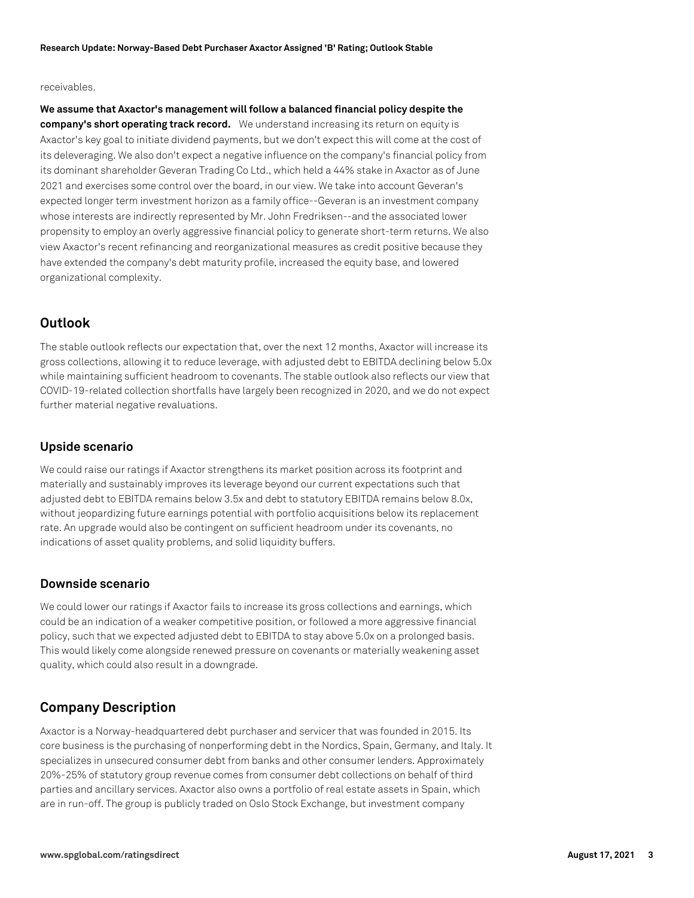receivables.

**We assume that Axactor's management will follow a balanced financial policy despite the company's short operating track record.** We understand increasing its return on equity is Axactor's key goal to initiate dividend payments, but we don't expect this will come at the cost of its deleveraging. We also don't expect a negative influence on the company's financial policy from its dominant shareholder Geveran Trading Co Ltd., which held a 44% stake in Axactor as of June 2021 and exercises some control over the board, in our view. We take into account Geveran's expected longer term investment horizon as a family office--Geveran is an investment company whose interests are indirectly represented by Mr. John Fredriksen--and the associated lower propensity to employ an overly aggressive financial policy to generate short-term returns. We also view Axactor's recent refinancing and reorganizational measures as credit positive because they have extended the company's debt maturity profile, increased the equity base, and lowered organizational complexity.

## Outlook

The stable outlook reflects our expectation that, over the next 12 months, Axactor will increase its gross collections, allowing it to reduce leverage, with adjusted debt to EBITDA declining below 5.0x while maintaining sufficient headroom to covenants. The stable outlook also reflects our view that COVID-19-related collection shortfalls have largely been recognized in 2020, and we do not expect further material negative revaluations.

### Upside scenario

We could raise our ratings if Axactor strengthens its market position across its footprint and materially and sustainably improves its leverage beyond our current expectations such that adjusted debt to EBITDA remains below 3.5x and debt to statutory EBITDA remains below 8.0x, without jeopardizing future earnings potential with portfolio acquisitions below its replacement rate. An upgrade would also be contingent on sufficient headroom under its covenants, no indications of asset quality problems, and solid liquidity buffers.

### Downside scenario

We could lower our ratings if Axactor fails to increase its gross collections and earnings, which could be an indication of a weaker competitive position, or followed a more aggressive financial policy, such that we expected adjusted debt to EBITDA to stay above 5.0x on a prolonged basis. This would likely come alongside renewed pressure on covenants or materially weakening asset quality, which could also result in a downgrade.

## Company Description

Axactor is a Norway-headquartered debt purchaser and servicer that was founded in 2015. Its core business is the purchasing of nonperforming debt in the Nordics, Spain, Germany, and Italy. It specializes in unsecured consumer debt from banks and other consumer lenders. Approximately 20%-25% of statutory group revenue comes from consumer debt collections on behalf of third parties and ancillary services. Axactor also owns a portfolio of real estate assets in Spain, which are in run-off. The group is publicly traded on Oslo Stock Exchange, but investment company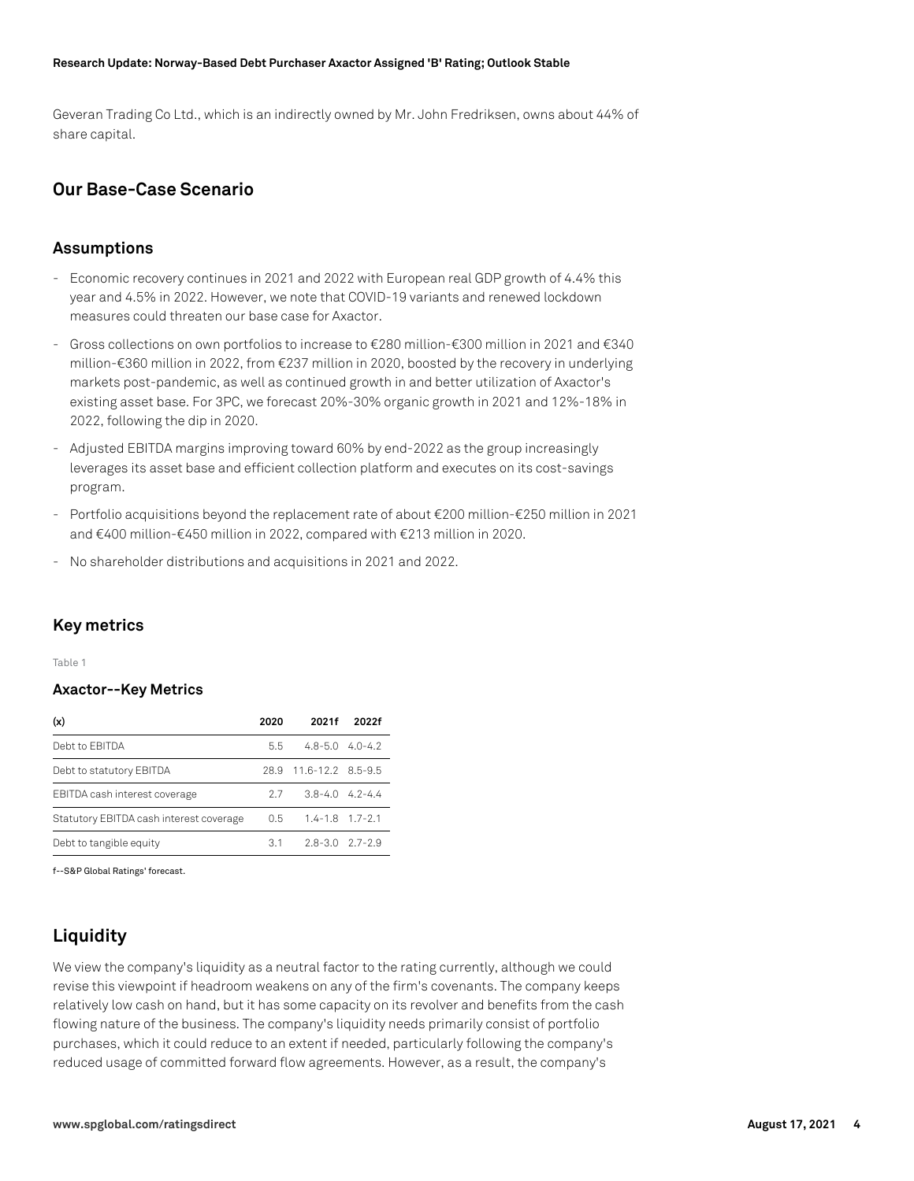Geveran Trading Co Ltd., which is an indirectly owned by Mr. John Fredriksen, owns about 44% of share capital.

## Our Base-Case Scenario

### Assumptions

- Economic recovery continues in 2021 and 2022 with European real GDP growth of 4.4% this year and 4.5% in 2022. However, we note that COVID-19 variants and renewed lockdown measures could threaten our base case for Axactor.
- Gross collections on own portfolios to increase to €280 million-€300 million in 2021 and €340 million-€360 million in 2022, from €237 million in 2020, boosted by the recovery in underlying markets post-pandemic, as well as continued growth in and better utilization of Axactor's existing asset base. For 3PC, we forecast 20%-30% organic growth in 2021 and 12%-18% in 2022, following the dip in 2020.
- Adjusted EBITDA margins improving toward 60% by end-2022 as the group increasingly leverages its asset base and efficient collection platform and executes on its cost-savings program.
- Portfolio acquisitions beyond the replacement rate of about €200 million-€250 million in 2021 and €400 million-€450 million in 2022, compared with €213 million in 2020.
- No shareholder distributions and acquisitions in 2021 and 2022.

### Key metrics

Table 1

**Axactor--Key Metrics**

| (x) | 2020 | 2021f | 2022f |
|---|---|---|---|
| Debt to EBITDA | 5.5 | 4.8-5.0 | 4.0-4.2 |
| Debt to statutory EBITDA | 28.9 | 11.6-12.2 | 8.5-9.5 |
| EBITDA cash interest coverage | 2.7 | 3.8-4.0 | 4.2-4.4 |
| Statutory EBITDA cash interest coverage | 0.5 | 1.4-1.8 | 1.7-2.1 |
| Debt to tangible equity | 3.1 | 2.8-3.0 | 2.7-2.9 |

f--S&P Global Ratings' forecast.

## Liquidity

We view the company's liquidity as a neutral factor to the rating currently, although we could revise this viewpoint if headroom weakens on any of the firm's covenants. The company keeps relatively low cash on hand, but it has some capacity on its revolver and benefits from the cash flowing nature of the business. The company's liquidity needs primarily consist of portfolio purchases, which it could reduce to an extent if needed, particularly following the company's reduced usage of committed forward flow agreements. However, as a result, the company's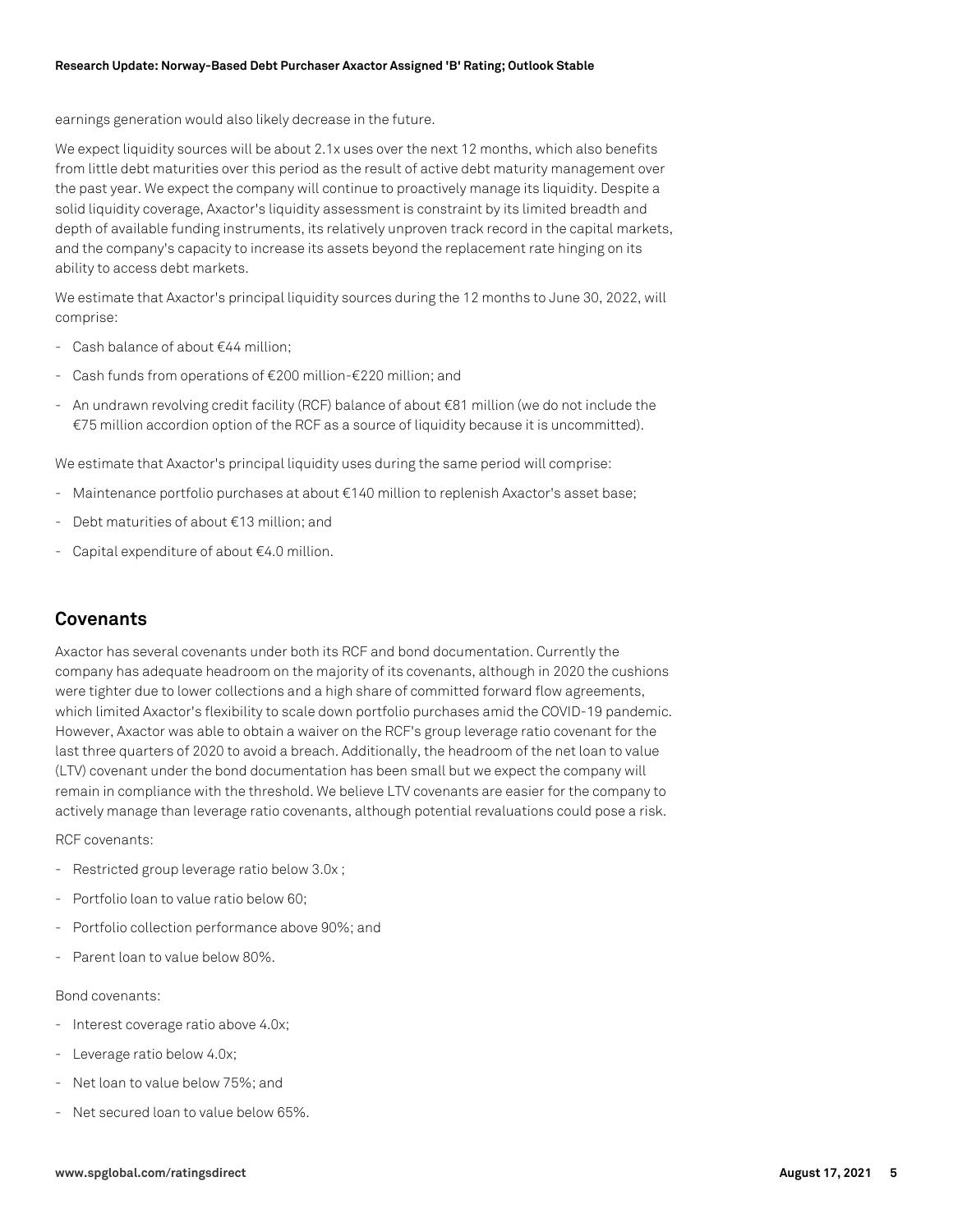earnings generation would also likely decrease in the future.

We expect liquidity sources will be about 2.1x uses over the next 12 months, which also benefits from little debt maturities over this period as the result of active debt maturity management over the past year. We expect the company will continue to proactively manage its liquidity. Despite a solid liquidity coverage, Axactor's liquidity assessment is constraint by its limited breadth and depth of available funding instruments, its relatively unproven track record in the capital markets, and the company's capacity to increase its assets beyond the replacement rate hinging on its ability to access debt markets.

We estimate that Axactor's principal liquidity sources during the 12 months to June 30, 2022, will comprise:

- Cash balance of about €44 million;
- Cash funds from operations of €200 million-€220 million; and
- An undrawn revolving credit facility (RCF) balance of about €81 million (we do not include the €75 million accordion option of the RCF as a source of liquidity because it is uncommitted).

We estimate that Axactor's principal liquidity uses during the same period will comprise:

- Maintenance portfolio purchases at about €140 million to replenish Axactor's asset base;
- Debt maturities of about €13 million; and
- Capital expenditure of about €4.0 million.

## Covenants

Axactor has several covenants under both its RCF and bond documentation. Currently the company has adequate headroom on the majority of its covenants, although in 2020 the cushions were tighter due to lower collections and a high share of committed forward flow agreements, which limited Axactor's flexibility to scale down portfolio purchases amid the COVID-19 pandemic. However, Axactor was able to obtain a waiver on the RCF's group leverage ratio covenant for the last three quarters of 2020 to avoid a breach. Additionally, the headroom of the net loan to value (LTV) covenant under the bond documentation has been small but we expect the company will remain in compliance with the threshold. We believe LTV covenants are easier for the company to actively manage than leverage ratio covenants, although potential revaluations could pose a risk.

RCF covenants:

- Restricted group leverage ratio below 3.0x ;
- Portfolio loan to value ratio below 60;
- Portfolio collection performance above 90%; and
- Parent loan to value below 80%.

Bond covenants:

- Interest coverage ratio above 4.0x;
- Leverage ratio below 4.0x;
- Net loan to value below 75%; and
- Net secured loan to value below 65%.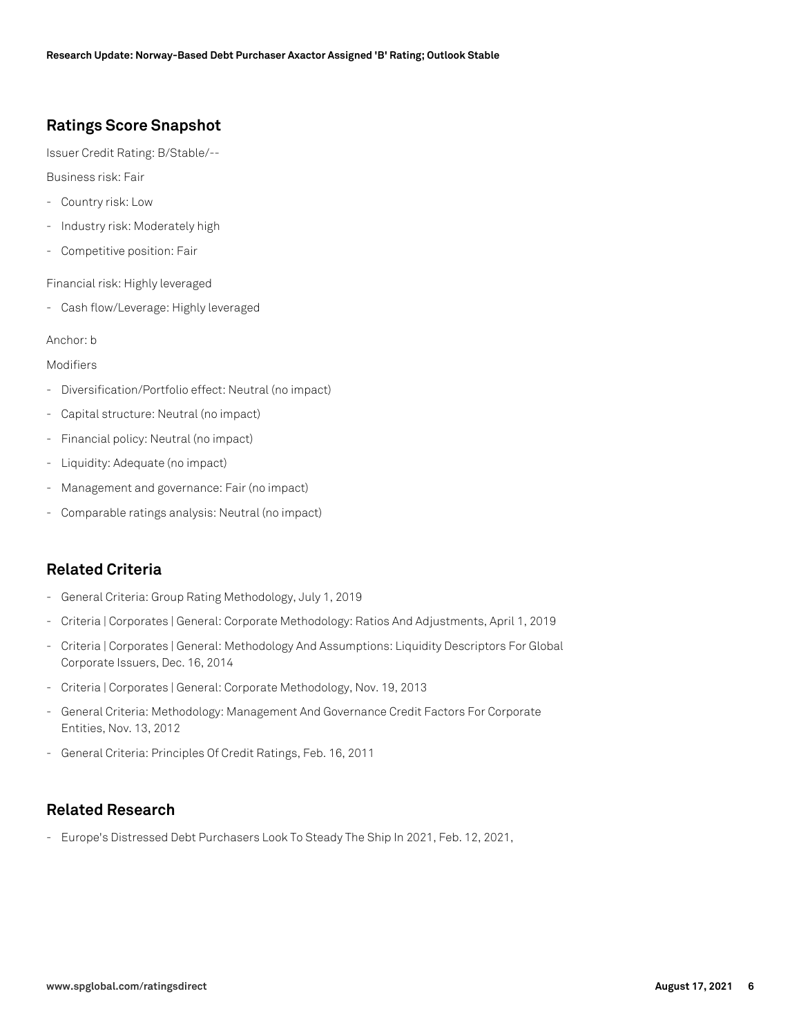## Ratings Score Snapshot

Issuer Credit Rating: B/Stable/--

Business risk: Fair

- Country risk: Low
- Industry risk: Moderately high
- Competitive position: Fair

Financial risk: Highly leveraged

- Cash flow/Leverage: Highly leveraged

Anchor: b

Modifiers

- Diversification/Portfolio effect: Neutral (no impact)
- Capital structure: Neutral (no impact)
- Financial policy: Neutral (no impact)
- Liquidity: Adequate (no impact)
- Management and governance: Fair (no impact)
- Comparable ratings analysis: Neutral (no impact)

## Related Criteria

- General Criteria: Group Rating Methodology, July 1, 2019
- Criteria | Corporates | General: Corporate Methodology: Ratios And Adjustments, April 1, 2019
- Criteria | Corporates | General: Methodology And Assumptions: Liquidity Descriptors For Global Corporate Issuers, Dec. 16, 2014
- Criteria | Corporates | General: Corporate Methodology, Nov. 19, 2013
- General Criteria: Methodology: Management And Governance Credit Factors For Corporate Entities, Nov. 13, 2012
- General Criteria: Principles Of Credit Ratings, Feb. 16, 2011

## Related Research

- Europe's Distressed Debt Purchasers Look To Steady The Ship In 2021, Feb. 12, 2021,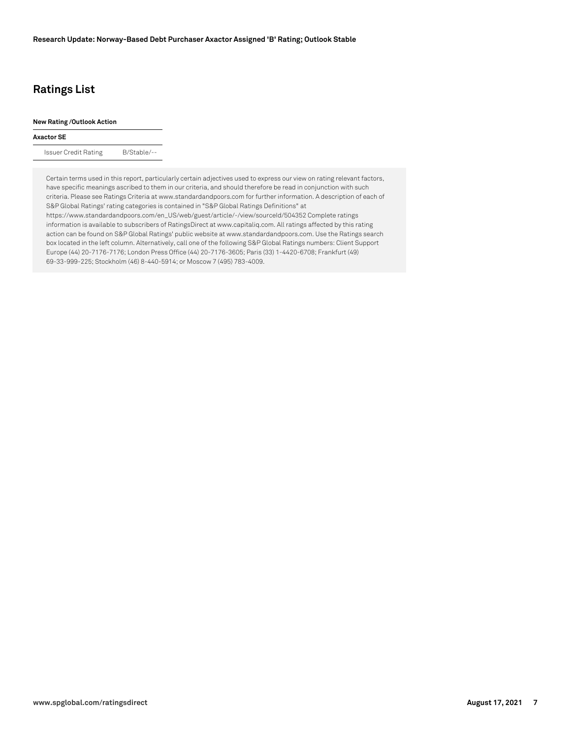## Ratings List

| New Rating /Outlook Action | |
|---|---|
| **Axactor SE** | |
| Issuer Credit Rating | B/Stable/-- |

Certain terms used in this report, particularly certain adjectives used to express our view on rating relevant factors, have specific meanings ascribed to them in our criteria, and should therefore be read in conjunction with such criteria. Please see Ratings Criteria at www.standardandpoors.com for further information. A description of each of S&P Global Ratings' rating categories is contained in "S&P Global Ratings Definitions" at https://www.standardandpoors.com/en_US/web/guest/article/-/view/sourceId/504352 Complete ratings information is available to subscribers of RatingsDirect at www.capitaliq.com. All ratings affected by this rating action can be found on S&P Global Ratings' public website at www.standardandpoors.com. Use the Ratings search box located in the left column. Alternatively, call one of the following S&P Global Ratings numbers: Client Support Europe (44) 20-7176-7176; London Press Office (44) 20-7176-3605; Paris (33) 1-4420-6708; Frankfurt (49) 69-33-999-225; Stockholm (46) 8-440-5914; or Moscow 7 (495) 783-4009.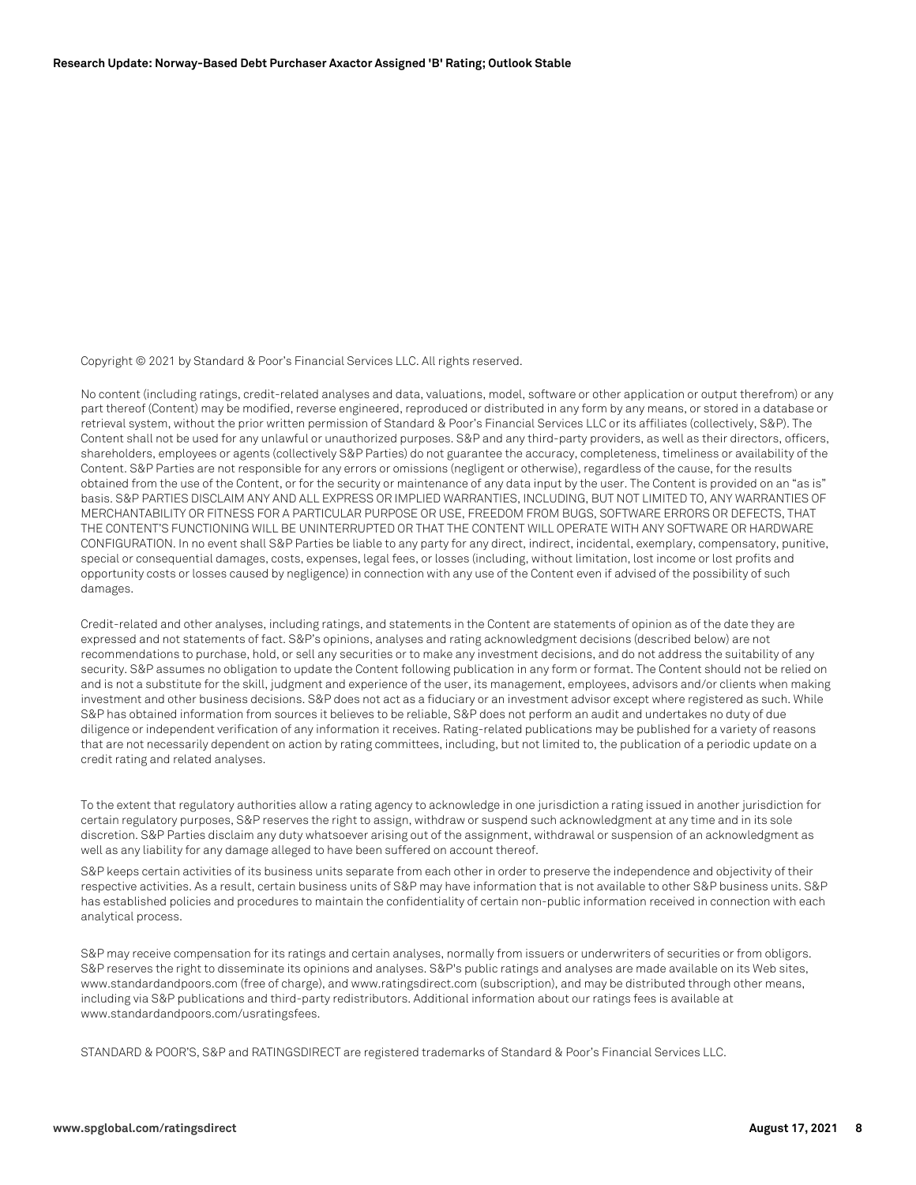Copyright © 2021 by Standard & Poor's Financial Services LLC. All rights reserved.

No content (including ratings, credit-related analyses and data, valuations, model, software or other application or output therefrom) or any part thereof (Content) may be modified, reverse engineered, reproduced or distributed in any form by any means, or stored in a database or retrieval system, without the prior written permission of Standard & Poor's Financial Services LLC or its affiliates (collectively, S&P). The Content shall not be used for any unlawful or unauthorized purposes. S&P and any third-party providers, as well as their directors, officers, shareholders, employees or agents (collectively S&P Parties) do not guarantee the accuracy, completeness, timeliness or availability of the Content. S&P Parties are not responsible for any errors or omissions (negligent or otherwise), regardless of the cause, for the results obtained from the use of the Content, or for the security or maintenance of any data input by the user. The Content is provided on an "as is" basis. S&P PARTIES DISCLAIM ANY AND ALL EXPRESS OR IMPLIED WARRANTIES, INCLUDING, BUT NOT LIMITED TO, ANY WARRANTIES OF MERCHANTABILITY OR FITNESS FOR A PARTICULAR PURPOSE OR USE, FREEDOM FROM BUGS, SOFTWARE ERRORS OR DEFECTS, THAT THE CONTENT'S FUNCTIONING WILL BE UNINTERRUPTED OR THAT THE CONTENT WILL OPERATE WITH ANY SOFTWARE OR HARDWARE CONFIGURATION. In no event shall S&P Parties be liable to any party for any direct, indirect, incidental, exemplary, compensatory, punitive, special or consequential damages, costs, expenses, legal fees, or losses (including, without limitation, lost income or lost profits and opportunity costs or losses caused by negligence) in connection with any use of the Content even if advised of the possibility of such damages.

Credit-related and other analyses, including ratings, and statements in the Content are statements of opinion as of the date they are expressed and not statements of fact. S&P's opinions, analyses and rating acknowledgment decisions (described below) are not recommendations to purchase, hold, or sell any securities or to make any investment decisions, and do not address the suitability of any security. S&P assumes no obligation to update the Content following publication in any form or format. The Content should not be relied on and is not a substitute for the skill, judgment and experience of the user, its management, employees, advisors and/or clients when making investment and other business decisions. S&P does not act as a fiduciary or an investment advisor except where registered as such. While S&P has obtained information from sources it believes to be reliable, S&P does not perform an audit and undertakes no duty of due diligence or independent verification of any information it receives. Rating-related publications may be published for a variety of reasons that are not necessarily dependent on action by rating committees, including, but not limited to, the publication of a periodic update on a credit rating and related analyses.

To the extent that regulatory authorities allow a rating agency to acknowledge in one jurisdiction a rating issued in another jurisdiction for certain regulatory purposes, S&P reserves the right to assign, withdraw or suspend such acknowledgment at any time and in its sole discretion. S&P Parties disclaim any duty whatsoever arising out of the assignment, withdrawal or suspension of an acknowledgment as well as any liability for any damage alleged to have been suffered on account thereof.

S&P keeps certain activities of its business units separate from each other in order to preserve the independence and objectivity of their respective activities. As a result, certain business units of S&P may have information that is not available to other S&P business units. S&P has established policies and procedures to maintain the confidentiality of certain non-public information received in connection with each analytical process.

S&P may receive compensation for its ratings and certain analyses, normally from issuers or underwriters of securities or from obligors. S&P reserves the right to disseminate its opinions and analyses. S&P's public ratings and analyses are made available on its Web sites, www.standardandpoors.com (free of charge), and www.ratingsdirect.com (subscription), and may be distributed through other means, including via S&P publications and third-party redistributors. Additional information about our ratings fees is available at www.standardandpoors.com/usratingsfees.

STANDARD & POOR'S, S&P and RATINGSDIRECT are registered trademarks of Standard & Poor's Financial Services LLC.